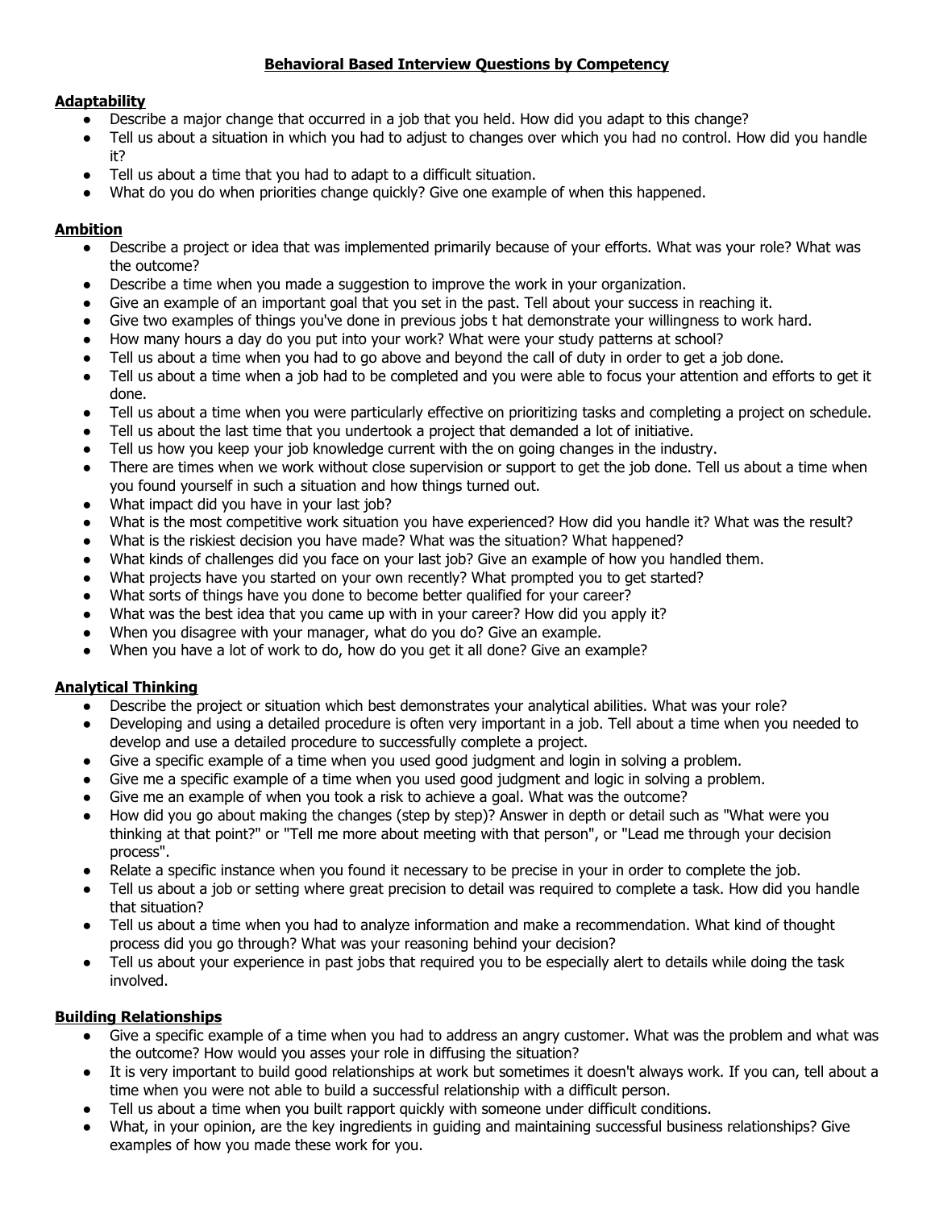# Behavioral Based Interview Questions by Competency

## Adaptability

- Describe a major change that occurred in a job that you held. How did you adapt to this change?
- Tell us about a situation in which you had to adjust to changes over which you had no control. How did you handle it?
- Tell us about a time that you had to adapt to a difficult situation.
- What do you do when priorities change quickly? Give one example of when this happened.

## Ambition

- Describe a project or idea that was implemented primarily because of your efforts. What was your role? What was the outcome?
- Describe a time when you made a suggestion to improve the work in your organization.
- Give an example of an important goal that you set in the past. Tell about your success in reaching it.
- Give two examples of things you've done in previous jobs t hat demonstrate your willingness to work hard.
- How many hours a day do you put into your work? What were your study patterns at school?
- Tell us about a time when you had to go above and beyond the call of duty in order to get a job done.
- Tell us about a time when a job had to be completed and you were able to focus your attention and efforts to get it done.
- Tell us about a time when you were particularly effective on prioritizing tasks and completing a project on schedule.
- Tell us about the last time that you undertook a project that demanded a lot of initiative.
- Tell us how you keep your job knowledge current with the on going changes in the industry.
- There are times when we work without close supervision or support to get the job done. Tell us about a time when you found yourself in such a situation and how things turned out.
- What impact did you have in your last job?
- What is the most competitive work situation you have experienced? How did you handle it? What was the result?
- What is the riskiest decision you have made? What was the situation? What happened?
- What kinds of challenges did you face on your last job? Give an example of how you handled them.
- What projects have you started on your own recently? What prompted you to get started?
- What sorts of things have you done to become better qualified for your career?
- What was the best idea that you came up with in your career? How did you apply it?
- When you disagree with your manager, what do you do? Give an example.
- When you have a lot of work to do, how do you get it all done? Give an example?

## Analytical Thinking

- Describe the project or situation which best demonstrates your analytical abilities. What was your role?
- Developing and using a detailed procedure is often very important in a job. Tell about a time when you needed to develop and use a detailed procedure to successfully complete a project.
- Give a specific example of a time when you used good judgment and login in solving a problem.
- Give me a specific example of a time when you used good judgment and logic in solving a problem.
- Give me an example of when you took a risk to achieve a goal. What was the outcome?
- How did you go about making the changes (step by step)? Answer in depth or detail such as "What were you thinking at that point?" or "Tell me more about meeting with that person", or "Lead me through your decision process".
- Relate a specific instance when you found it necessary to be precise in your in order to complete the job.
- Tell us about a job or setting where great precision to detail was required to complete a task. How did you handle that situation?
- Tell us about a time when you had to analyze information and make a recommendation. What kind of thought process did you go through? What was your reasoning behind your decision?
- Tell us about your experience in past jobs that required you to be especially alert to details while doing the task involved.

## Building Relationships

- Give a specific example of a time when you had to address an angry customer. What was the problem and what was the outcome? How would you asses your role in diffusing the situation?
- It is very important to build good relationships at work but sometimes it doesn't always work. If you can, tell about a time when you were not able to build a successful relationship with a difficult person.
- Tell us about a time when you built rapport quickly with someone under difficult conditions.
- What, in your opinion, are the key ingredients in guiding and maintaining successful business relationships? Give examples of how you made these work for you.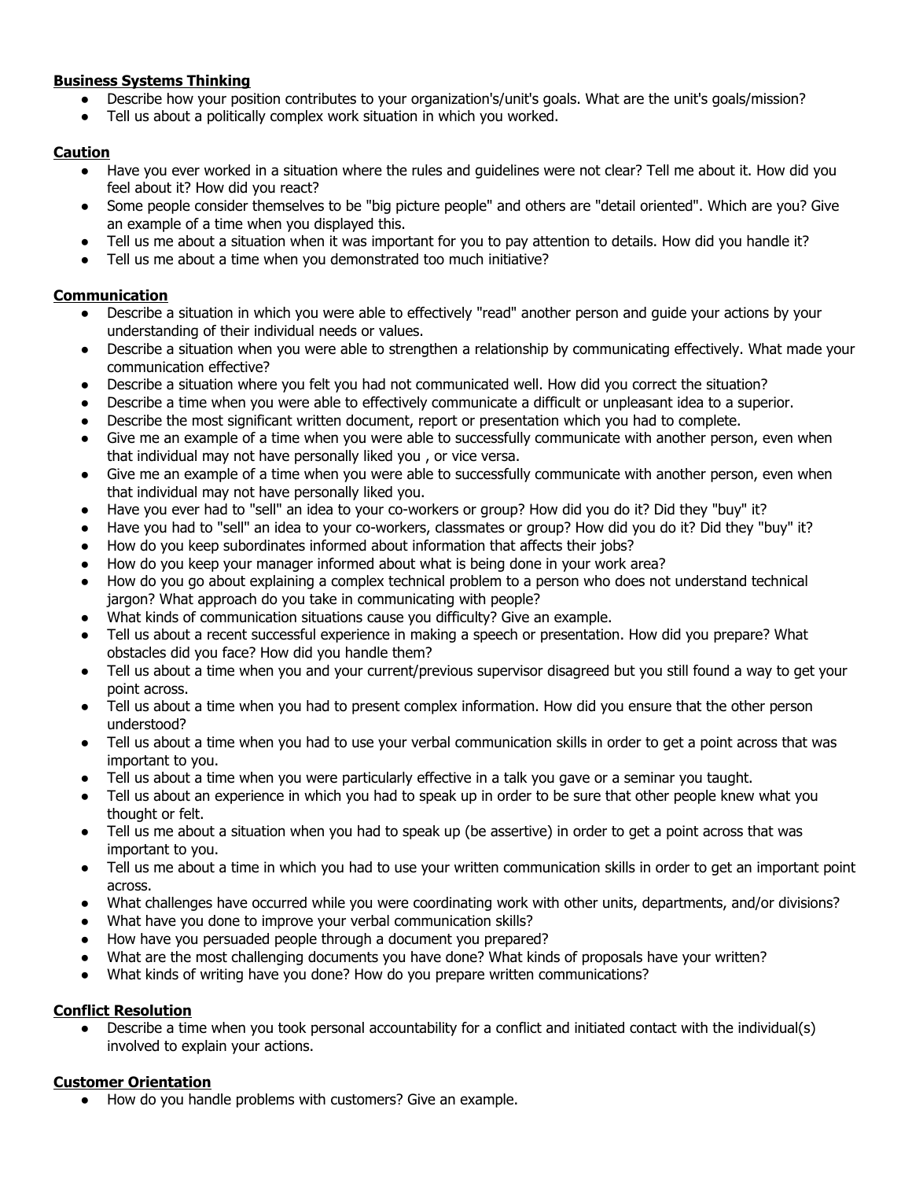**Business Systems Thinking**

- Describe how your position contributes to your organization's/unit's goals. What are the unit's goals/mission?
- Tell us about a politically complex work situation in which you worked.

**Caution**

- Have you ever worked in a situation where the rules and guidelines were not clear? Tell me about it. How did you feel about it? How did you react?
- Some people consider themselves to be "big picture people" and others are "detail oriented". Which are you? Give an example of a time when you displayed this.
- Tell us me about a situation when it was important for you to pay attention to details. How did you handle it?
- Tell us me about a time when you demonstrated too much initiative?

**Communication**

- Describe a situation in which you were able to effectively "read" another person and guide your actions by your understanding of their individual needs or values.
- Describe a situation when you were able to strengthen a relationship by communicating effectively. What made your communication effective?
- Describe a situation where you felt you had not communicated well. How did you correct the situation?
- Describe a time when you were able to effectively communicate a difficult or unpleasant idea to a superior.
- Describe the most significant written document, report or presentation which you had to complete.
- Give me an example of a time when you were able to successfully communicate with another person, even when that individual may not have personally liked you , or vice versa.
- Give me an example of a time when you were able to successfully communicate with another person, even when that individual may not have personally liked you.
- Have you ever had to "sell" an idea to your co-workers or group? How did you do it? Did they "buy" it?
- Have you had to "sell" an idea to your co-workers, classmates or group? How did you do it? Did they "buy" it?
- How do you keep subordinates informed about information that affects their jobs?
- How do you keep your manager informed about what is being done in your work area?
- How do you go about explaining a complex technical problem to a person who does not understand technical jargon? What approach do you take in communicating with people?
- What kinds of communication situations cause you difficulty? Give an example.
- Tell us about a recent successful experience in making a speech or presentation. How did you prepare? What obstacles did you face? How did you handle them?
- Tell us about a time when you and your current/previous supervisor disagreed but you still found a way to get your point across.
- Tell us about a time when you had to present complex information. How did you ensure that the other person understood?
- Tell us about a time when you had to use your verbal communication skills in order to get a point across that was important to you.
- Tell us about a time when you were particularly effective in a talk you gave or a seminar you taught.
- Tell us about an experience in which you had to speak up in order to be sure that other people knew what you thought or felt.
- Tell us me about a situation when you had to speak up (be assertive) in order to get a point across that was important to you.
- Tell us me about a time in which you had to use your written communication skills in order to get an important point across.
- What challenges have occurred while you were coordinating work with other units, departments, and/or divisions?
- What have you done to improve your verbal communication skills?
- How have you persuaded people through a document you prepared?
- What are the most challenging documents you have done? What kinds of proposals have your written?
- What kinds of writing have you done? How do you prepare written communications?

**Conflict Resolution**

- Describe a time when you took personal accountability for a conflict and initiated contact with the individual(s) involved to explain your actions.

**Customer Orientation**

- How do you handle problems with customers? Give an example.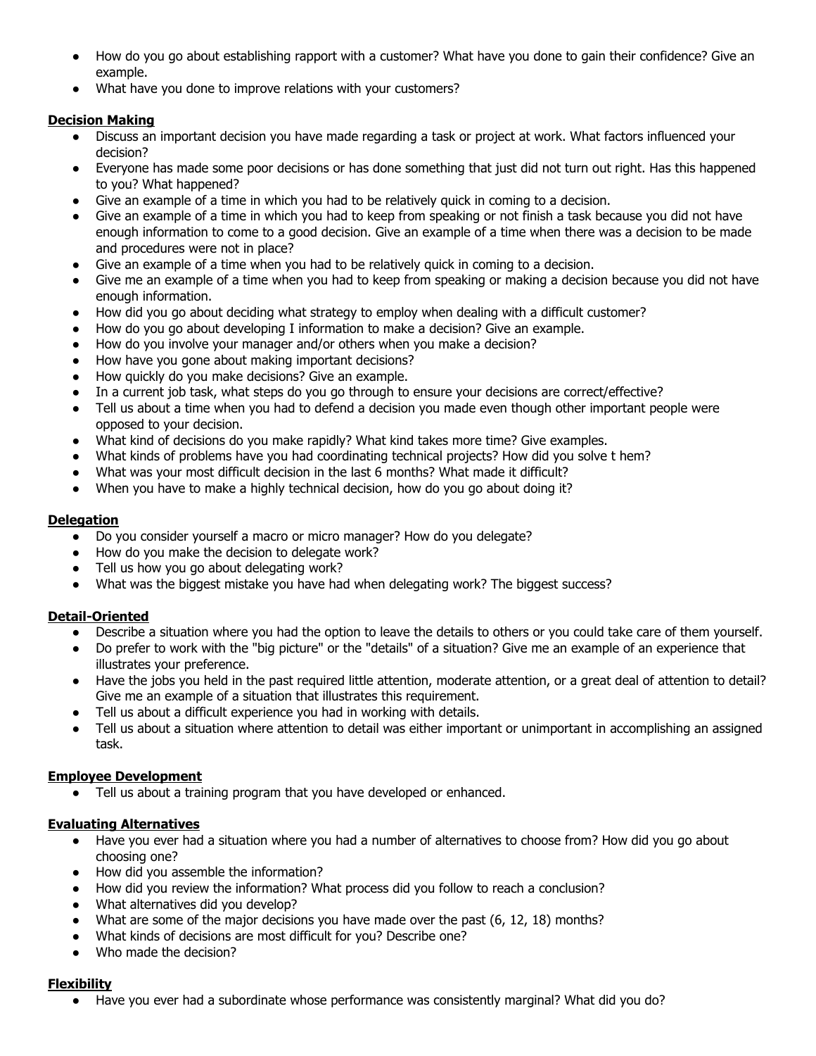- How do you go about establishing rapport with a customer? What have you done to gain their confidence? Give an example.
- What have you done to improve relations with your customers?

**Decision Making**

- Discuss an important decision you have made regarding a task or project at work. What factors influenced your decision?
- Everyone has made some poor decisions or has done something that just did not turn out right. Has this happened to you? What happened?
- Give an example of a time in which you had to be relatively quick in coming to a decision.
- Give an example of a time in which you had to keep from speaking or not finish a task because you did not have enough information to come to a good decision. Give an example of a time when there was a decision to be made and procedures were not in place?
- Give an example of a time when you had to be relatively quick in coming to a decision.
- Give me an example of a time when you had to keep from speaking or making a decision because you did not have enough information.
- How did you go about deciding what strategy to employ when dealing with a difficult customer?
- How do you go about developing I information to make a decision? Give an example.
- How do you involve your manager and/or others when you make a decision?
- How have you gone about making important decisions?
- How quickly do you make decisions? Give an example.
- In a current job task, what steps do you go through to ensure your decisions are correct/effective?
- Tell us about a time when you had to defend a decision you made even though other important people were opposed to your decision.
- What kind of decisions do you make rapidly? What kind takes more time? Give examples.
- What kinds of problems have you had coordinating technical projects? How did you solve t hem?
- What was your most difficult decision in the last 6 months? What made it difficult?
- When you have to make a highly technical decision, how do you go about doing it?

**Delegation**

- Do you consider yourself a macro or micro manager? How do you delegate?
- How do you make the decision to delegate work?
- Tell us how you go about delegating work?
- What was the biggest mistake you have had when delegating work? The biggest success?

**Detail-Oriented**

- Describe a situation where you had the option to leave the details to others or you could take care of them yourself.
- Do prefer to work with the "big picture" or the "details" of a situation? Give me an example of an experience that illustrates your preference.
- Have the jobs you held in the past required little attention, moderate attention, or a great deal of attention to detail? Give me an example of a situation that illustrates this requirement.
- Tell us about a difficult experience you had in working with details.
- Tell us about a situation where attention to detail was either important or unimportant in accomplishing an assigned task.

**Employee Development**

- Tell us about a training program that you have developed or enhanced.

**Evaluating Alternatives**

- Have you ever had a situation where you had a number of alternatives to choose from? How did you go about choosing one?
- How did you assemble the information?
- How did you review the information? What process did you follow to reach a conclusion?
- What alternatives did you develop?
- What are some of the major decisions you have made over the past (6, 12, 18) months?
- What kinds of decisions are most difficult for you? Describe one?
- Who made the decision?

**Flexibility**

- Have you ever had a subordinate whose performance was consistently marginal? What did you do?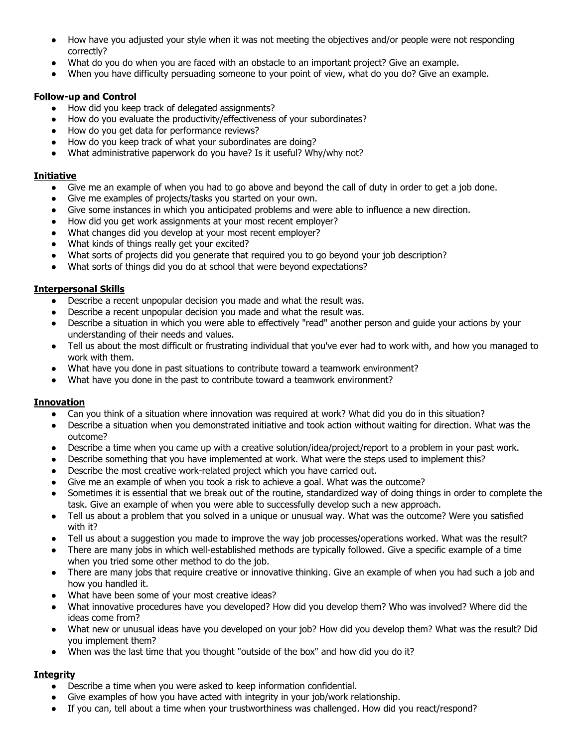- How have you adjusted your style when it was not meeting the objectives and/or people were not responding correctly?
- What do you do when you are faced with an obstacle to an important project? Give an example.
- When you have difficulty persuading someone to your point of view, what do you do? Give an example.

**Follow-up and Control**

- How did you keep track of delegated assignments?
- How do you evaluate the productivity/effectiveness of your subordinates?
- How do you get data for performance reviews?
- How do you keep track of what your subordinates are doing?
- What administrative paperwork do you have? Is it useful? Why/why not?

**Initiative**

- Give me an example of when you had to go above and beyond the call of duty in order to get a job done.
- Give me examples of projects/tasks you started on your own.
- Give some instances in which you anticipated problems and were able to influence a new direction.
- How did you get work assignments at your most recent employer?
- What changes did you develop at your most recent employer?
- What kinds of things really get your excited?
- What sorts of projects did you generate that required you to go beyond your job description?
- What sorts of things did you do at school that were beyond expectations?

**Interpersonal Skills**

- Describe a recent unpopular decision you made and what the result was.
- Describe a recent unpopular decision you made and what the result was.
- Describe a situation in which you were able to effectively "read" another person and guide your actions by your understanding of their needs and values.
- Tell us about the most difficult or frustrating individual that you've ever had to work with, and how you managed to work with them.
- What have you done in past situations to contribute toward a teamwork environment?
- What have you done in the past to contribute toward a teamwork environment?

**Innovation**

- Can you think of a situation where innovation was required at work? What did you do in this situation?
- Describe a situation when you demonstrated initiative and took action without waiting for direction. What was the outcome?
- Describe a time when you came up with a creative solution/idea/project/report to a problem in your past work.
- Describe something that you have implemented at work. What were the steps used to implement this?
- Describe the most creative work-related project which you have carried out.
- Give me an example of when you took a risk to achieve a goal. What was the outcome?
- Sometimes it is essential that we break out of the routine, standardized way of doing things in order to complete the task. Give an example of when you were able to successfully develop such a new approach.
- Tell us about a problem that you solved in a unique or unusual way. What was the outcome? Were you satisfied with it?
- Tell us about a suggestion you made to improve the way job processes/operations worked. What was the result?
- There are many jobs in which well-established methods are typically followed. Give a specific example of a time when you tried some other method to do the job.
- There are many jobs that require creative or innovative thinking. Give an example of when you had such a job and how you handled it.
- What have been some of your most creative ideas?
- What innovative procedures have you developed? How did you develop them? Who was involved? Where did the ideas come from?
- What new or unusual ideas have you developed on your job? How did you develop them? What was the result? Did you implement them?
- When was the last time that you thought "outside of the box" and how did you do it?

**Integrity**

- Describe a time when you were asked to keep information confidential.
- Give examples of how you have acted with integrity in your job/work relationship.
- If you can, tell about a time when your trustworthiness was challenged. How did you react/respond?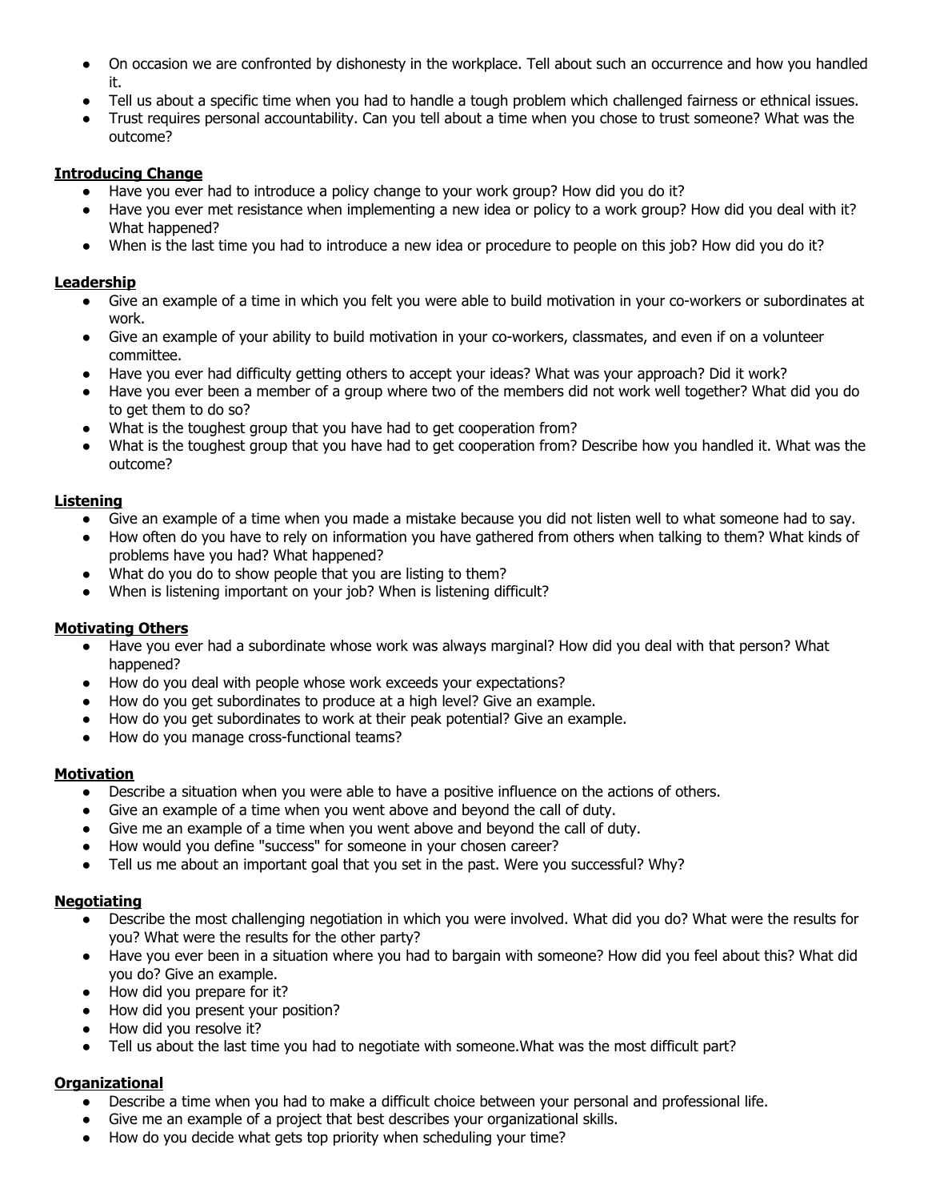- On occasion we are confronted by dishonesty in the workplace. Tell about such an occurrence and how you handled it.
- Tell us about a specific time when you had to handle a tough problem which challenged fairness or ethnical issues.
- Trust requires personal accountability. Can you tell about a time when you chose to trust someone? What was the outcome?

**Introducing Change**

- Have you ever had to introduce a policy change to your work group? How did you do it?
- Have you ever met resistance when implementing a new idea or policy to a work group? How did you deal with it? What happened?
- When is the last time you had to introduce a new idea or procedure to people on this job? How did you do it?

**Leadership**

- Give an example of a time in which you felt you were able to build motivation in your co-workers or subordinates at work.
- Give an example of your ability to build motivation in your co-workers, classmates, and even if on a volunteer committee.
- Have you ever had difficulty getting others to accept your ideas? What was your approach? Did it work?
- Have you ever been a member of a group where two of the members did not work well together? What did you do to get them to do so?
- What is the toughest group that you have had to get cooperation from?
- What is the toughest group that you have had to get cooperation from? Describe how you handled it. What was the outcome?

**Listening**

- Give an example of a time when you made a mistake because you did not listen well to what someone had to say.
- How often do you have to rely on information you have gathered from others when talking to them? What kinds of problems have you had? What happened?
- What do you do to show people that you are listing to them?
- When is listening important on your job? When is listening difficult?

**Motivating Others**

- Have you ever had a subordinate whose work was always marginal? How did you deal with that person? What happened?
- How do you deal with people whose work exceeds your expectations?
- How do you get subordinates to produce at a high level? Give an example.
- How do you get subordinates to work at their peak potential? Give an example.
- How do you manage cross-functional teams?

**Motivation**

- Describe a situation when you were able to have a positive influence on the actions of others.
- Give an example of a time when you went above and beyond the call of duty.
- Give me an example of a time when you went above and beyond the call of duty.
- How would you define "success" for someone in your chosen career?
- Tell us me about an important goal that you set in the past. Were you successful? Why?

**Negotiating**

- Describe the most challenging negotiation in which you were involved. What did you do? What were the results for you? What were the results for the other party?
- Have you ever been in a situation where you had to bargain with someone? How did you feel about this? What did you do? Give an example.
- How did you prepare for it?
- How did you present your position?
- How did you resolve it?
- Tell us about the last time you had to negotiate with someone.What was the most difficult part?

**Organizational**

- Describe a time when you had to make a difficult choice between your personal and professional life.
- Give me an example of a project that best describes your organizational skills.
- How do you decide what gets top priority when scheduling your time?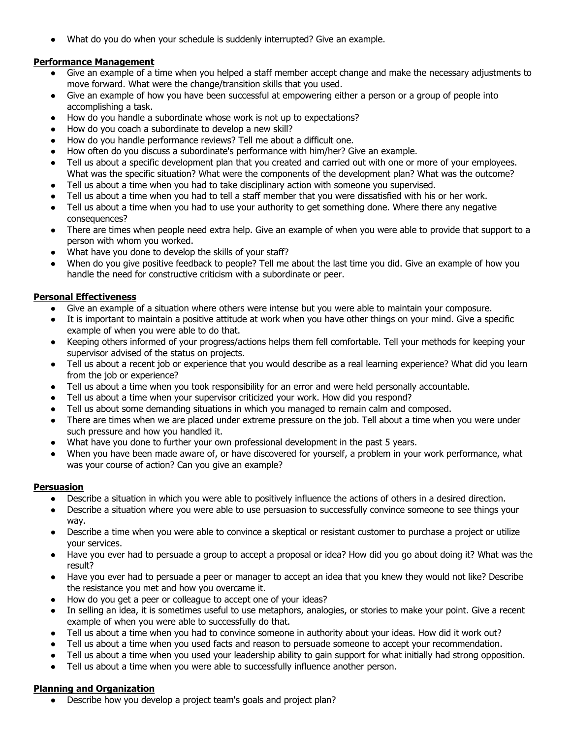- What do you do when your schedule is suddenly interrupted? Give an example.

**Performance Management**

- Give an example of a time when you helped a staff member accept change and make the necessary adjustments to move forward. What were the change/transition skills that you used.
- Give an example of how you have been successful at empowering either a person or a group of people into accomplishing a task.
- How do you handle a subordinate whose work is not up to expectations?
- How do you coach a subordinate to develop a new skill?
- How do you handle performance reviews? Tell me about a difficult one.
- How often do you discuss a subordinate's performance with him/her? Give an example.
- Tell us about a specific development plan that you created and carried out with one or more of your employees. What was the specific situation? What were the components of the development plan? What was the outcome?
- Tell us about a time when you had to take disciplinary action with someone you supervised.
- Tell us about a time when you had to tell a staff member that you were dissatisfied with his or her work.
- Tell us about a time when you had to use your authority to get something done. Where there any negative consequences?
- There are times when people need extra help. Give an example of when you were able to provide that support to a person with whom you worked.
- What have you done to develop the skills of your staff?
- When do you give positive feedback to people? Tell me about the last time you did. Give an example of how you handle the need for constructive criticism with a subordinate or peer.

**Personal Effectiveness**

- Give an example of a situation where others were intense but you were able to maintain your composure.
- It is important to maintain a positive attitude at work when you have other things on your mind. Give a specific example of when you were able to do that.
- Keeping others informed of your progress/actions helps them fell comfortable. Tell your methods for keeping your supervisor advised of the status on projects.
- Tell us about a recent job or experience that you would describe as a real learning experience? What did you learn from the job or experience?
- Tell us about a time when you took responsibility for an error and were held personally accountable.
- Tell us about a time when your supervisor criticized your work. How did you respond?
- Tell us about some demanding situations in which you managed to remain calm and composed.
- There are times when we are placed under extreme pressure on the job. Tell about a time when you were under such pressure and how you handled it.
- What have you done to further your own professional development in the past 5 years.
- When you have been made aware of, or have discovered for yourself, a problem in your work performance, what was your course of action? Can you give an example?

**Persuasion**

- Describe a situation in which you were able to positively influence the actions of others in a desired direction.
- Describe a situation where you were able to use persuasion to successfully convince someone to see things your way.
- Describe a time when you were able to convince a skeptical or resistant customer to purchase a project or utilize your services.
- Have you ever had to persuade a group to accept a proposal or idea? How did you go about doing it? What was the result?
- Have you ever had to persuade a peer or manager to accept an idea that you knew they would not like? Describe the resistance you met and how you overcame it.
- How do you get a peer or colleague to accept one of your ideas?
- In selling an idea, it is sometimes useful to use metaphors, analogies, or stories to make your point. Give a recent example of when you were able to successfully do that.
- Tell us about a time when you had to convince someone in authority about your ideas. How did it work out?
- Tell us about a time when you used facts and reason to persuade someone to accept your recommendation.
- Tell us about a time when you used your leadership ability to gain support for what initially had strong opposition.
- Tell us about a time when you were able to successfully influence another person.

**Planning and Organization**

- Describe how you develop a project team's goals and project plan?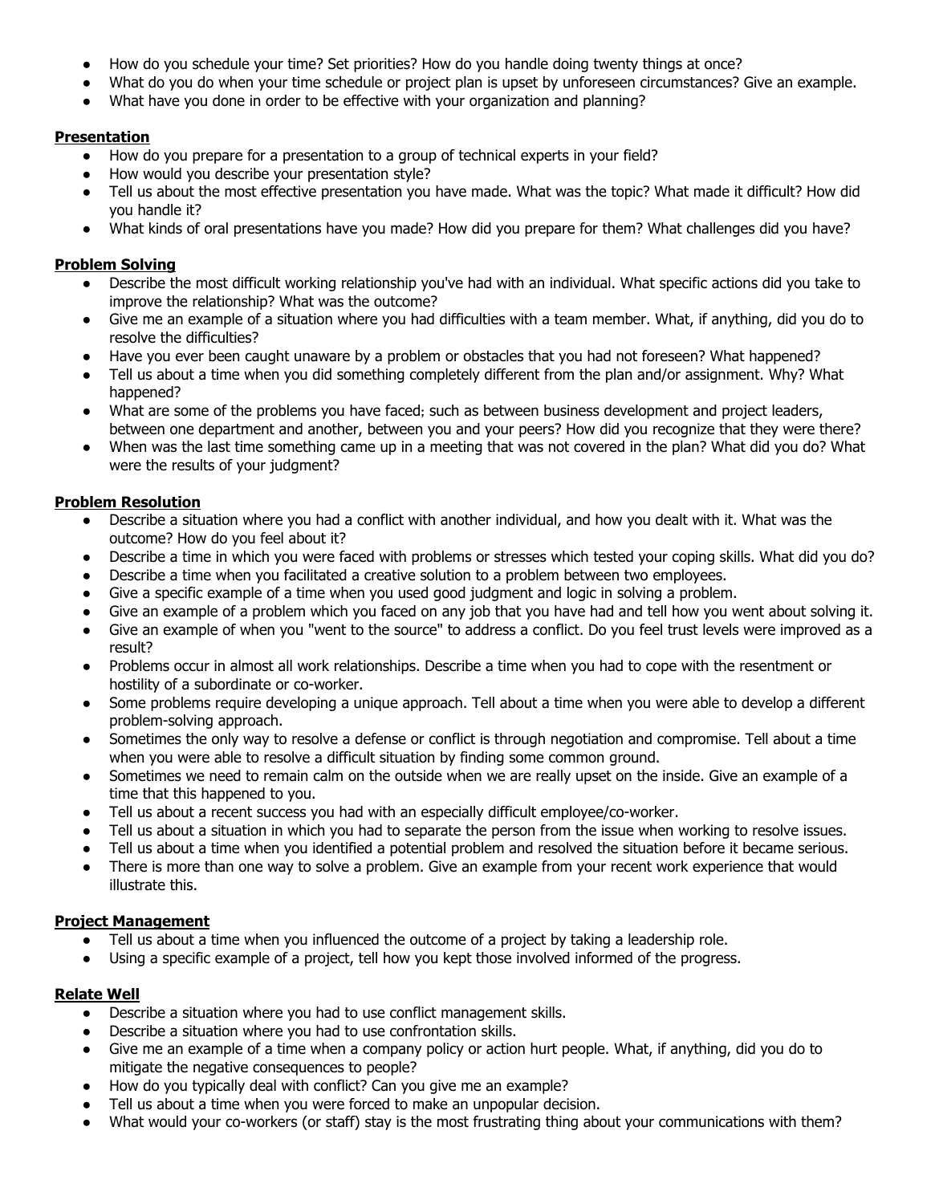- How do you schedule your time? Set priorities? How do you handle doing twenty things at once?
- What do you do when your time schedule or project plan is upset by unforeseen circumstances? Give an example.
- What have you done in order to be effective with your organization and planning?

**Presentation**

- How do you prepare for a presentation to a group of technical experts in your field?
- How would you describe your presentation style?
- Tell us about the most effective presentation you have made. What was the topic? What made it difficult? How did you handle it?
- What kinds of oral presentations have you made? How did you prepare for them? What challenges did you have?

**Problem Solving**

- Describe the most difficult working relationship you've had with an individual. What specific actions did you take to improve the relationship? What was the outcome?
- Give me an example of a situation where you had difficulties with a team member. What, if anything, did you do to resolve the difficulties?
- Have you ever been caught unaware by a problem or obstacles that you had not foreseen? What happened?
- Tell us about a time when you did something completely different from the plan and/or assignment. Why? What happened?
- What are some of the problems you have faced; such as between business development and project leaders, between one department and another, between you and your peers? How did you recognize that they were there?
- When was the last time something came up in a meeting that was not covered in the plan? What did you do? What were the results of your judgment?

**Problem Resolution**

- Describe a situation where you had a conflict with another individual, and how you dealt with it. What was the outcome? How do you feel about it?
- Describe a time in which you were faced with problems or stresses which tested your coping skills. What did you do?
- Describe a time when you facilitated a creative solution to a problem between two employees.
- Give a specific example of a time when you used good judgment and logic in solving a problem.
- Give an example of a problem which you faced on any job that you have had and tell how you went about solving it.
- Give an example of when you "went to the source" to address a conflict. Do you feel trust levels were improved as a result?
- Problems occur in almost all work relationships. Describe a time when you had to cope with the resentment or hostility of a subordinate or co-worker.
- Some problems require developing a unique approach. Tell about a time when you were able to develop a different problem-solving approach.
- Sometimes the only way to resolve a defense or conflict is through negotiation and compromise. Tell about a time when you were able to resolve a difficult situation by finding some common ground.
- Sometimes we need to remain calm on the outside when we are really upset on the inside. Give an example of a time that this happened to you.
- Tell us about a recent success you had with an especially difficult employee/co-worker.
- Tell us about a situation in which you had to separate the person from the issue when working to resolve issues.
- Tell us about a time when you identified a potential problem and resolved the situation before it became serious.
- There is more than one way to solve a problem. Give an example from your recent work experience that would illustrate this.

**Project Management**

- Tell us about a time when you influenced the outcome of a project by taking a leadership role.
- Using a specific example of a project, tell how you kept those involved informed of the progress.

**Relate Well**

- Describe a situation where you had to use conflict management skills.
- Describe a situation where you had to use confrontation skills.
- Give me an example of a time when a company policy or action hurt people. What, if anything, did you do to mitigate the negative consequences to people?
- How do you typically deal with conflict? Can you give me an example?
- Tell us about a time when you were forced to make an unpopular decision.
- What would your co-workers (or staff) stay is the most frustrating thing about your communications with them?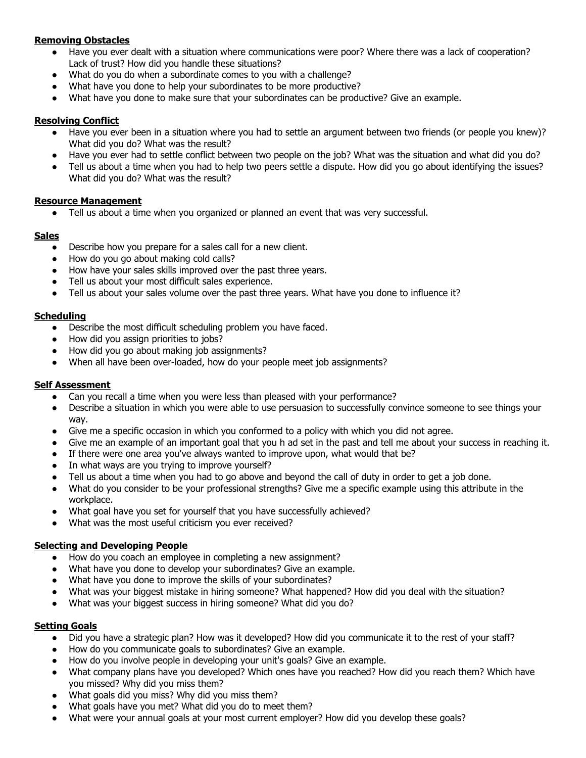**Removing Obstacles**

- Have you ever dealt with a situation where communications were poor? Where there was a lack of cooperation? Lack of trust? How did you handle these situations?
- What do you do when a subordinate comes to you with a challenge?
- What have you done to help your subordinates to be more productive?
- What have you done to make sure that your subordinates can be productive? Give an example.

**Resolving Conflict**

- Have you ever been in a situation where you had to settle an argument between two friends (or people you knew)? What did you do? What was the result?
- Have you ever had to settle conflict between two people on the job? What was the situation and what did you do?
- Tell us about a time when you had to help two peers settle a dispute. How did you go about identifying the issues? What did you do? What was the result?

**Resource Management**

- Tell us about a time when you organized or planned an event that was very successful.

**Sales**

- Describe how you prepare for a sales call for a new client.
- How do you go about making cold calls?
- How have your sales skills improved over the past three years.
- Tell us about your most difficult sales experience.
- Tell us about your sales volume over the past three years. What have you done to influence it?

**Scheduling**

- Describe the most difficult scheduling problem you have faced.
- How did you assign priorities to jobs?
- How did you go about making job assignments?
- When all have been over-loaded, how do your people meet job assignments?

**Self Assessment**

- Can you recall a time when you were less than pleased with your performance?
- Describe a situation in which you were able to use persuasion to successfully convince someone to see things your way.
- Give me a specific occasion in which you conformed to a policy with which you did not agree.
- Give me an example of an important goal that you h ad set in the past and tell me about your success in reaching it.
- If there were one area you've always wanted to improve upon, what would that be?
- In what ways are you trying to improve yourself?
- Tell us about a time when you had to go above and beyond the call of duty in order to get a job done.
- What do you consider to be your professional strengths? Give me a specific example using this attribute in the workplace.
- What goal have you set for yourself that you have successfully achieved?
- What was the most useful criticism you ever received?

**Selecting and Developing People**

- How do you coach an employee in completing a new assignment?
- What have you done to develop your subordinates? Give an example.
- What have you done to improve the skills of your subordinates?
- What was your biggest mistake in hiring someone? What happened? How did you deal with the situation?
- What was your biggest success in hiring someone? What did you do?

**Setting Goals**

- Did you have a strategic plan? How was it developed? How did you communicate it to the rest of your staff?
- How do you communicate goals to subordinates? Give an example.
- How do you involve people in developing your unit's goals? Give an example.
- What company plans have you developed? Which ones have you reached? How did you reach them? Which have you missed? Why did you miss them?
- What goals did you miss? Why did you miss them?
- What goals have you met? What did you do to meet them?
- What were your annual goals at your most current employer? How did you develop these goals?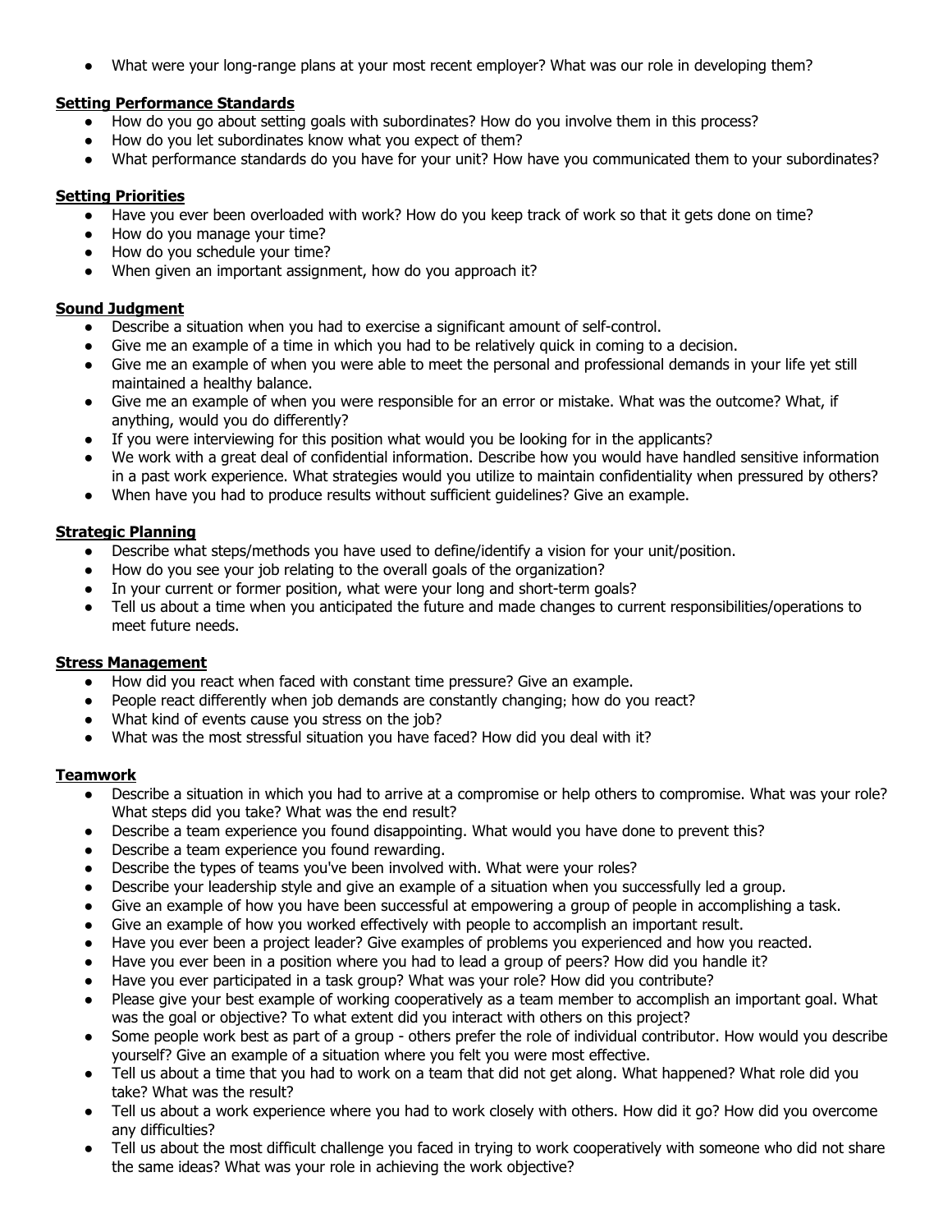- What were your long-range plans at your most recent employer? What was our role in developing them?

**Setting Performance Standards**

- How do you go about setting goals with subordinates? How do you involve them in this process?
- How do you let subordinates know what you expect of them?
- What performance standards do you have for your unit? How have you communicated them to your subordinates?

**Setting Priorities**

- Have you ever been overloaded with work? How do you keep track of work so that it gets done on time?
- How do you manage your time?
- How do you schedule your time?
- When given an important assignment, how do you approach it?

**Sound Judgment**

- Describe a situation when you had to exercise a significant amount of self-control.
- Give me an example of a time in which you had to be relatively quick in coming to a decision.
- Give me an example of when you were able to meet the personal and professional demands in your life yet still maintained a healthy balance.
- Give me an example of when you were responsible for an error or mistake. What was the outcome? What, if anything, would you do differently?
- If you were interviewing for this position what would you be looking for in the applicants?
- We work with a great deal of confidential information. Describe how you would have handled sensitive information in a past work experience. What strategies would you utilize to maintain confidentiality when pressured by others?
- When have you had to produce results without sufficient guidelines? Give an example.

**Strategic Planning**

- Describe what steps/methods you have used to define/identify a vision for your unit/position.
- How do you see your job relating to the overall goals of the organization?
- In your current or former position, what were your long and short-term goals?
- Tell us about a time when you anticipated the future and made changes to current responsibilities/operations to meet future needs.

**Stress Management**

- How did you react when faced with constant time pressure? Give an example.
- People react differently when job demands are constantly changing; how do you react?
- What kind of events cause you stress on the job?
- What was the most stressful situation you have faced? How did you deal with it?

**Teamwork**

- Describe a situation in which you had to arrive at a compromise or help others to compromise. What was your role? What steps did you take? What was the end result?
- Describe a team experience you found disappointing. What would you have done to prevent this?
- Describe a team experience you found rewarding.
- Describe the types of teams you've been involved with. What were your roles?
- Describe your leadership style and give an example of a situation when you successfully led a group.
- Give an example of how you have been successful at empowering a group of people in accomplishing a task.
- Give an example of how you worked effectively with people to accomplish an important result.
- Have you ever been a project leader? Give examples of problems you experienced and how you reacted.
- Have you ever been in a position where you had to lead a group of peers? How did you handle it?
- Have you ever participated in a task group? What was your role? How did you contribute?
- Please give your best example of working cooperatively as a team member to accomplish an important goal. What was the goal or objective? To what extent did you interact with others on this project?
- Some people work best as part of a group - others prefer the role of individual contributor. How would you describe yourself? Give an example of a situation where you felt you were most effective.
- Tell us about a time that you had to work on a team that did not get along. What happened? What role did you take? What was the result?
- Tell us about a work experience where you had to work closely with others. How did it go? How did you overcome any difficulties?
- Tell us about the most difficult challenge you faced in trying to work cooperatively with someone who did not share the same ideas? What was your role in achieving the work objective?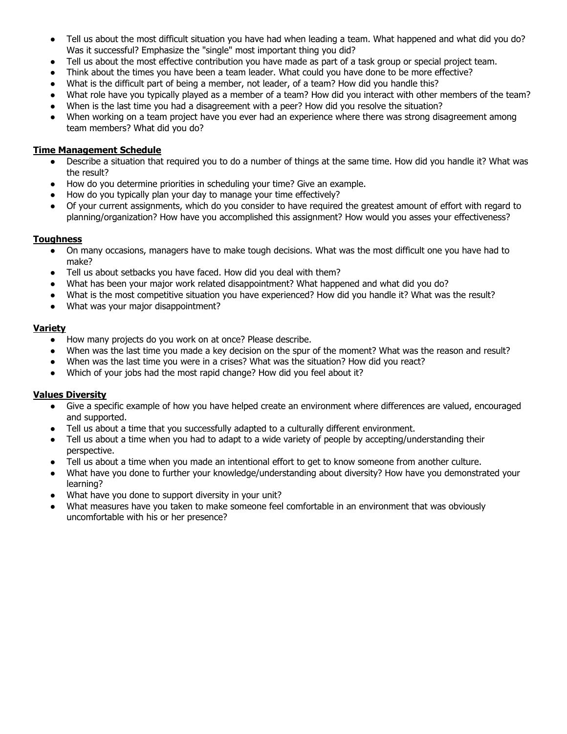- Tell us about the most difficult situation you have had when leading a team. What happened and what did you do? Was it successful? Emphasize the "single" most important thing you did?
- Tell us about the most effective contribution you have made as part of a task group or special project team.
- Think about the times you have been a team leader. What could you have done to be more effective?
- What is the difficult part of being a member, not leader, of a team? How did you handle this?
- What role have you typically played as a member of a team? How did you interact with other members of the team?
- When is the last time you had a disagreement with a peer? How did you resolve the situation?
- When working on a team project have you ever had an experience where there was strong disagreement among team members? What did you do?

**Time Management Schedule**

- Describe a situation that required you to do a number of things at the same time. How did you handle it? What was the result?
- How do you determine priorities in scheduling your time? Give an example.
- How do you typically plan your day to manage your time effectively?
- Of your current assignments, which do you consider to have required the greatest amount of effort with regard to planning/organization? How have you accomplished this assignment? How would you asses your effectiveness?

**Toughness**

- On many occasions, managers have to make tough decisions. What was the most difficult one you have had to make?
- Tell us about setbacks you have faced. How did you deal with them?
- What has been your major work related disappointment? What happened and what did you do?
- What is the most competitive situation you have experienced? How did you handle it? What was the result?
- What was your major disappointment?

**Variety**

- How many projects do you work on at once? Please describe.
- When was the last time you made a key decision on the spur of the moment? What was the reason and result?
- When was the last time you were in a crises? What was the situation? How did you react?
- Which of your jobs had the most rapid change? How did you feel about it?

**Values Diversity**

- Give a specific example of how you have helped create an environment where differences are valued, encouraged and supported.
- Tell us about a time that you successfully adapted to a culturally different environment.
- Tell us about a time when you had to adapt to a wide variety of people by accepting/understanding their perspective.
- Tell us about a time when you made an intentional effort to get to know someone from another culture.
- What have you done to further your knowledge/understanding about diversity? How have you demonstrated your learning?
- What have you done to support diversity in your unit?
- What measures have you taken to make someone feel comfortable in an environment that was obviously uncomfortable with his or her presence?